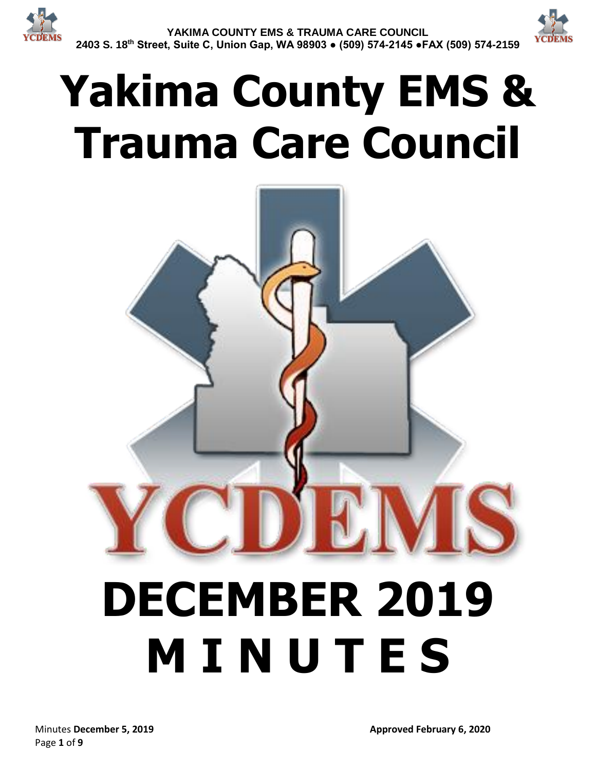# Yakima County EMS & Trauma Care Council

# DECEMBER 2019 MINUTES

Minutes **December 5, 2019**

**Approved February 6, 2020**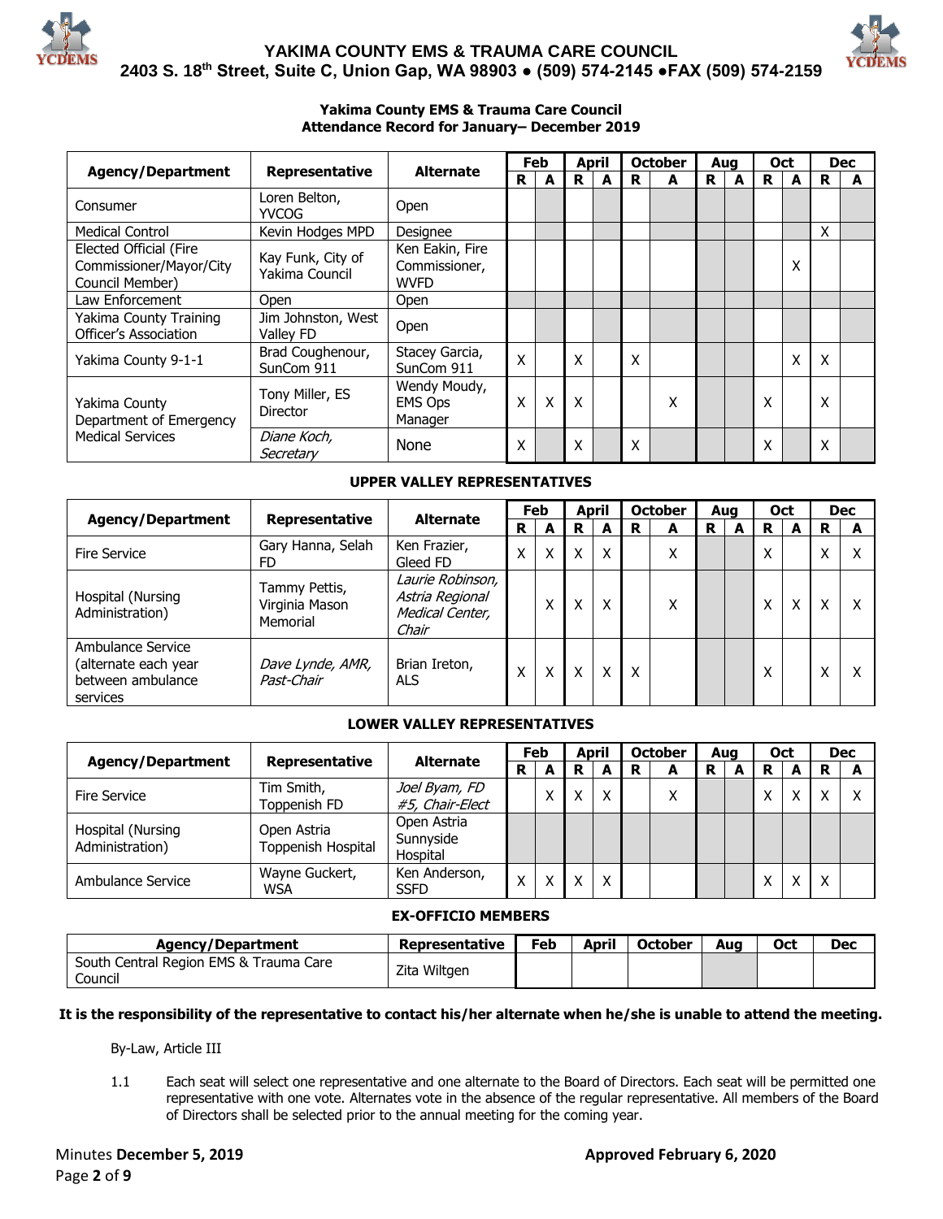# YAKIMA COUNTY EMS & TRAUMA CARE COUNCIL

**2403 S. 18th Street, Suite C, Union Gap, WA 98903 ● (509) 574-2145 ●FAX (509) 574-2159**

**Yakima County EMS & Trauma Care Council**
**Attendance Record for January– December 2019**

| Agency/Department | Representative | Alternate | Feb | | April | | October | | Aug | | Oct | | Dec | |
|---|---|---|---|---|---|---|---|---|---|---|---|---|---|---|
| | | | R | A | R | A | R | A | R | A | R | A | R | A |
| Consumer | Loren Belton, YVCOG | Open | | | | | | | | | | | | |
| Medical Control | Kevin Hodges MPD | Designee | | | | | | | | | | | X | |
| Elected Official (Fire Commissioner/Mayor/City Council Member) | Kay Funk, City of Yakima Council | Ken Eakin, Fire Commissioner, WVFD | | | | | | | | | | X | | |
| Law Enforcement | Open | Open | | | | | | | | | | | | |
| Yakima County Training Officer's Association | Jim Johnston, West Valley FD | Open | | | | | | | | | | | | |
| Yakima County 9-1-1 | Brad Coughenour, SunCom 911 | Stacey Garcia, SunCom 911 | X | | X | | X | | | | | X | X | |
| Yakima County Department of Emergency Medical Services | Tony Miller, ES Director | Wendy Moudy, EMS Ops Manager | X | X | X | | | X | | | X | | X | |
| | *Diane Koch, Secretary* | None | X | | X | | X | | | | X | | X | |

**UPPER VALLEY REPRESENTATIVES**

| Agency/Department | Representative | Alternate | Feb | | April | | October | | Aug | | Oct | | Dec | |
|---|---|---|---|---|---|---|---|---|---|---|---|---|---|---|
| | | | R | A | R | A | R | A | R | A | R | A | R | A |
| Fire Service | Gary Hanna, Selah FD | Ken Frazier, Gleed FD | X | X | X | X | | X | | | X | | X | X |
| Hospital (Nursing Administration) | Tammy Pettis, Virginia Mason Memorial | *Laurie Robinson, Astria Regional Medical Center, Chair* | | X | X | X | | X | | | X | X | X | X |
| Ambulance Service (alternate each year between ambulance services | *Dave Lynde, AMR, Past-Chair* | Brian Ireton, ALS | X | X | X | X | X | | | | X | | X | X |

**LOWER VALLEY REPRESENTATIVES**

| Agency/Department | Representative | Alternate | Feb | | April | | October | | Aug | | Oct | | Dec | |
|---|---|---|---|---|---|---|---|---|---|---|---|---|---|---|
| | | | R | A | R | A | R | A | R | A | R | A | R | A |
| Fire Service | Tim Smith, Toppenish FD | *Joel Byam, FD #5, Chair-Elect* | | X | X | X | | X | | | X | X | X | X |
| Hospital (Nursing Administration) | Open Astria Toppenish Hospital | Open Astria Sunnyside Hospital | | | | | | | | | | | | |
| Ambulance Service | Wayne Guckert, WSA | Ken Anderson, SSFD | X | X | X | X | | | | | X | X | X | |

**EX-OFFICIO MEMBERS**

| Agency/Department | Representative | Feb | April | October | Aug | Oct | Dec |
|---|---|---|---|---|---|---|---|
| South Central Region EMS & Trauma Care Council | Zita Wiltgen | | | | | | |

**It is the responsibility of the representative to contact his/her alternate when he/she is unable to attend the meeting.**

By-Law, Article III

1.1 Each seat will select one representative and one alternate to the Board of Directors. Each seat will be permitted one representative with one vote. Alternates vote in the absence of the regular representative. All members of the Board of Directors shall be selected prior to the annual meeting for the coming year.

Minutes **December 5, 2019** **Approved February 6, 2020**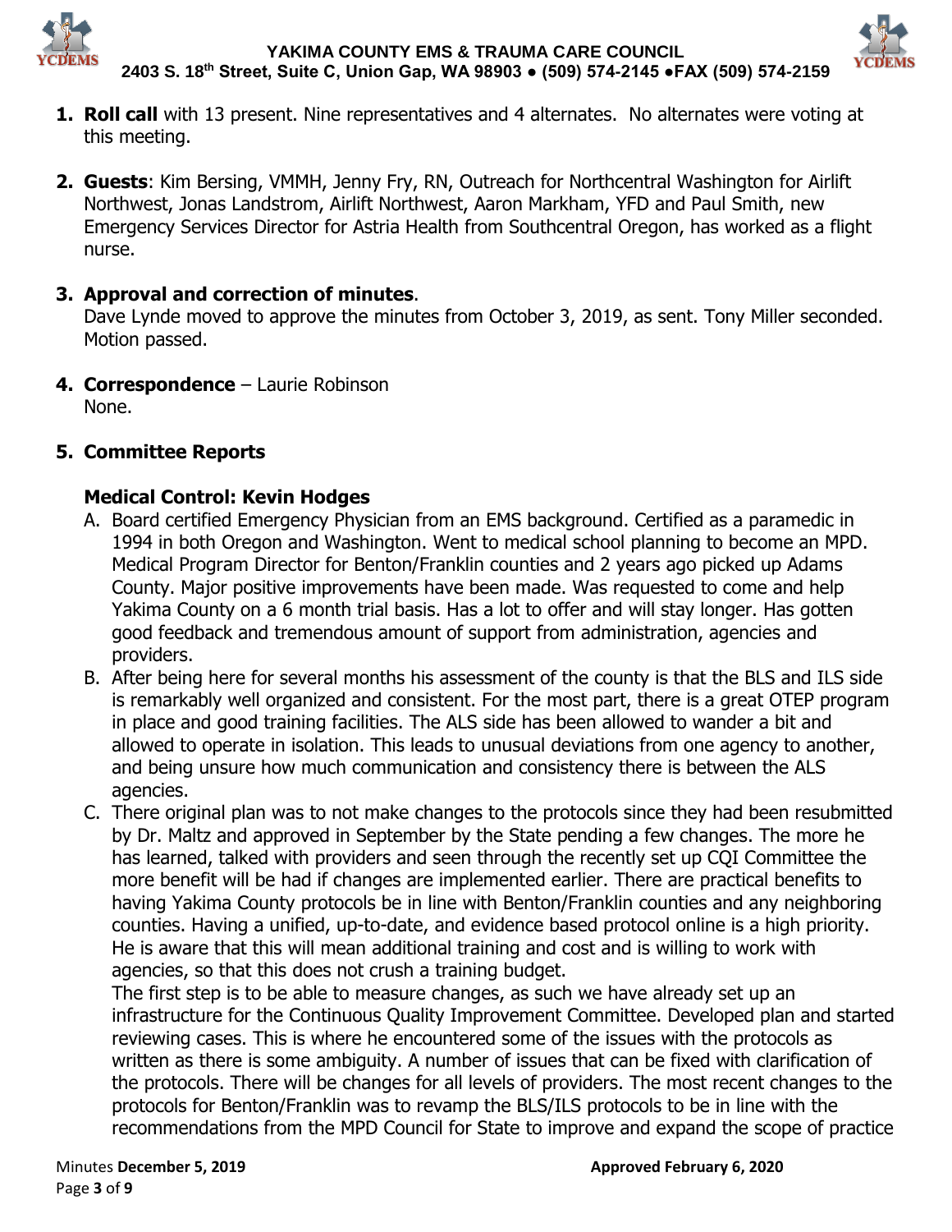1. **Roll call** with 13 present. Nine representatives and 4 alternates. No alternates were voting at this meeting.

2. **Guests**: Kim Bersing, VMMH, Jenny Fry, RN, Outreach for Northcentral Washington for Airlift Northwest, Jonas Landstrom, Airlift Northwest, Aaron Markham, YFD and Paul Smith, new Emergency Services Director for Astria Health from Southcentral Oregon, has worked as a flight nurse.

3. **Approval and correction of minutes**.
   Dave Lynde moved to approve the minutes from October 3, 2019, as sent. Tony Miller seconded. Motion passed.

4. **Correspondence** – Laurie Robinson
   None.

5. **Committee Reports**

   **Medical Control: Kevin Hodges**

   A. Board certified Emergency Physician from an EMS background. Certified as a paramedic in 1994 in both Oregon and Washington. Went to medical school planning to become an MPD. Medical Program Director for Benton/Franklin counties and 2 years ago picked up Adams County. Major positive improvements have been made. Was requested to come and help Yakima County on a 6 month trial basis. Has a lot to offer and will stay longer. Has gotten good feedback and tremendous amount of support from administration, agencies and providers.
   B. After being here for several months his assessment of the county is that the BLS and ILS side is remarkably well organized and consistent. For the most part, there is a great OTEP program in place and good training facilities. The ALS side has been allowed to wander a bit and allowed to operate in isolation. This leads to unusual deviations from one agency to another, and being unsure how much communication and consistency there is between the ALS agencies.
   C. There original plan was to not make changes to the protocols since they had been resubmitted by Dr. Maltz and approved in September by the State pending a few changes. The more he has learned, talked with providers and seen through the recently set up CQI Committee the more benefit will be had if changes are implemented earlier. There are practical benefits to having Yakima County protocols be in line with Benton/Franklin counties and any neighboring counties. Having a unified, up-to-date, and evidence based protocol online is a high priority. He is aware that this will mean additional training and cost and is willing to work with agencies, so that this does not crush a training budget.
      The first step is to be able to measure changes, as such we have already set up an infrastructure for the Continuous Quality Improvement Committee. Developed plan and started reviewing cases. This is where he encountered some of the issues with the protocols as written as there is some ambiguity. A number of issues that can be fixed with clarification of the protocols. There will be changes for all levels of providers. The most recent changes to the protocols for Benton/Franklin was to revamp the BLS/ILS protocols to be in line with the recommendations from the MPD Council for State to improve and expand the scope of practice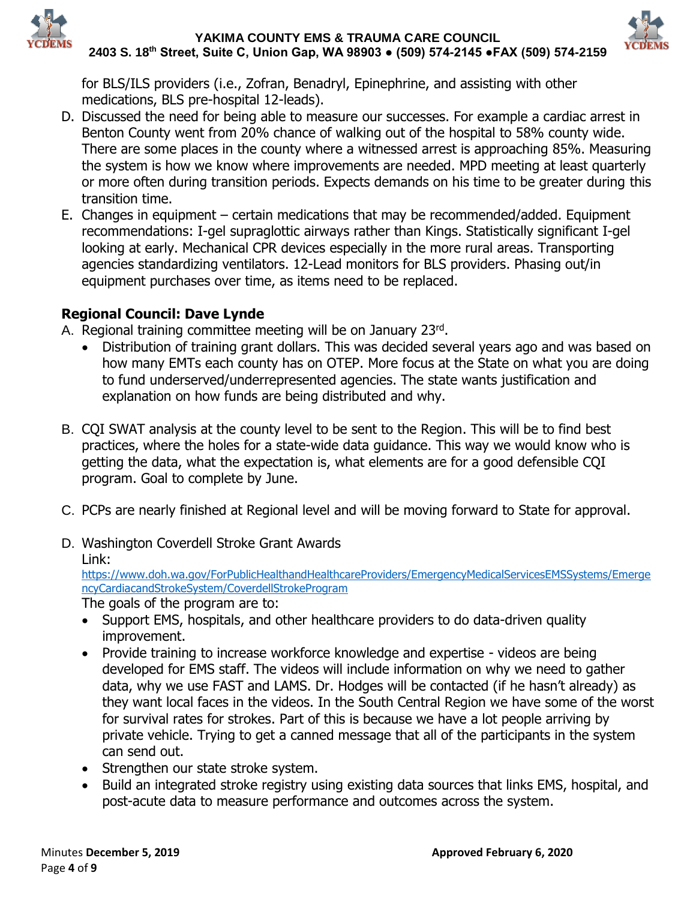for BLS/ILS providers (i.e., Zofran, Benadryl, Epinephrine, and assisting with other medications, BLS pre-hospital 12-leads).

D. Discussed the need for being able to measure our successes. For example a cardiac arrest in Benton County went from 20% chance of walking out of the hospital to 58% county wide. There are some places in the county where a witnessed arrest is approaching 85%. Measuring the system is how we know where improvements are needed. MPD meeting at least quarterly or more often during transition periods. Expects demands on his time to be greater during this transition time.

E. Changes in equipment – certain medications that may be recommended/added. Equipment recommendations: I-gel supraglottic airways rather than Kings. Statistically significant I-gel looking at early. Mechanical CPR devices especially in the more rural areas. Transporting agencies standardizing ventilators. 12-Lead monitors for BLS providers. Phasing out/in equipment purchases over time, as items need to be replaced.

## Regional Council: Dave Lynde

A. Regional training committee meeting will be on January 23rd.
   - Distribution of training grant dollars. This was decided several years ago and was based on how many EMTs each county has on OTEP. More focus at the State on what you are doing to fund underserved/underrepresented agencies. The state wants justification and explanation on how funds are being distributed and why.

B. CQI SWAT analysis at the county level to be sent to the Region. This will be to find best practices, where the holes for a state-wide data guidance. This way we would know who is getting the data, what the expectation is, what elements are for a good defensible CQI program. Goal to complete by June.

C. PCPs are nearly finished at Regional level and will be moving forward to State for approval.

D. Washington Coverdell Stroke Grant Awards
   Link: https://www.doh.wa.gov/ForPublicHealthandHealthcareProviders/EmergencyMedicalServicesEMSSystems/EmergencyCardiacandStrokeSystem/CoverdellStrokeProgram
   The goals of the program are to:
   - Support EMS, hospitals, and other healthcare providers to do data-driven quality improvement.
   - Provide training to increase workforce knowledge and expertise - videos are being developed for EMS staff. The videos will include information on why we need to gather data, why we use FAST and LAMS. Dr. Hodges will be contacted (if he hasn't already) as they want local faces in the videos. In the South Central Region we have some of the worst for survival rates for strokes. Part of this is because we have a lot people arriving by private vehicle. Trying to get a canned message that all of the participants in the system can send out.
   - Strengthen our state stroke system.
   - Build an integrated stroke registry using existing data sources that links EMS, hospital, and post-acute data to measure performance and outcomes across the system.

Minutes **December 5, 2019** **Approved February 6, 2020**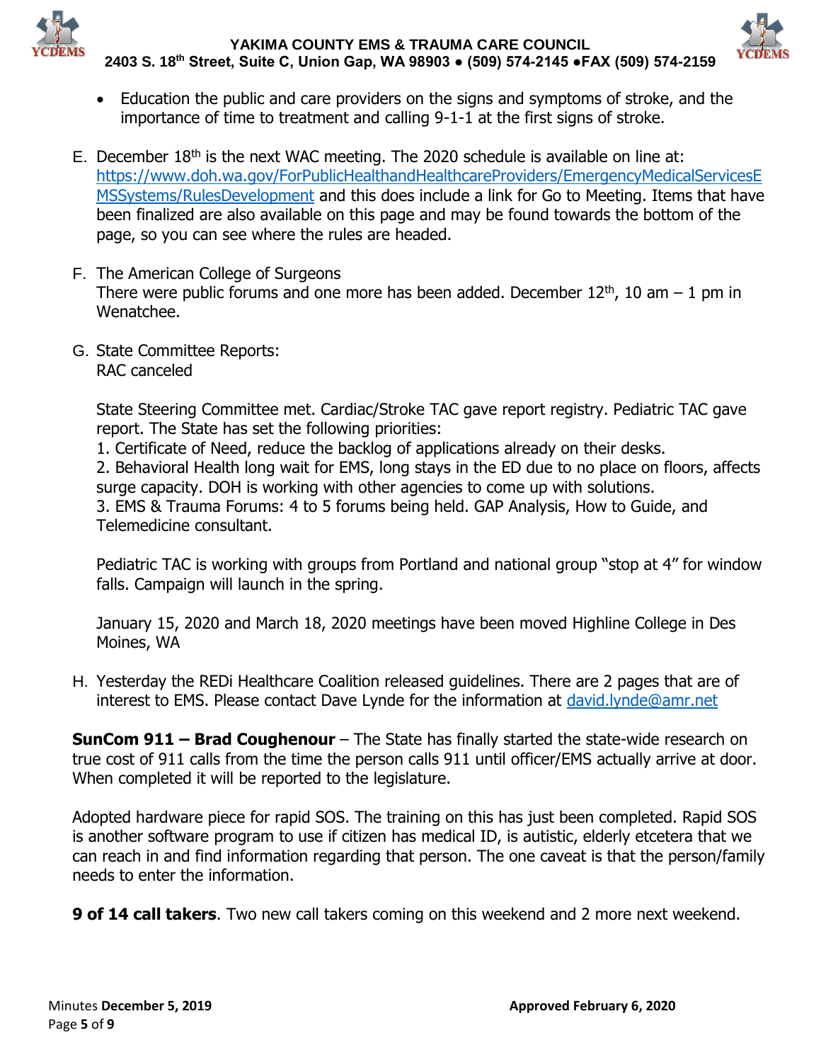- Education the public and care providers on the signs and symptoms of stroke, and the importance of time to treatment and calling 9-1-1 at the first signs of stroke.

E. December 18th is the next WAC meeting. The 2020 schedule is available on line at: https://www.doh.wa.gov/ForPublicHealthandHealthcareProviders/EmergencyMedicalServicesEMSSystems/RulesDevelopment and this does include a link for Go to Meeting. Items that have been finalized are also available on this page and may be found towards the bottom of the page, so you can see where the rules are headed.

F. The American College of Surgeons
There were public forums and one more has been added. December 12th, 10 am – 1 pm in Wenatchee.

G. State Committee Reports:
RAC canceled

State Steering Committee met. Cardiac/Stroke TAC gave report registry. Pediatric TAC gave report. The State has set the following priorities:
1. Certificate of Need, reduce the backlog of applications already on their desks.
2. Behavioral Health long wait for EMS, long stays in the ED due to no place on floors, affects surge capacity. DOH is working with other agencies to come up with solutions.
3. EMS & Trauma Forums: 4 to 5 forums being held. GAP Analysis, How to Guide, and Telemedicine consultant.

Pediatric TAC is working with groups from Portland and national group "stop at 4" for window falls. Campaign will launch in the spring.

January 15, 2020 and March 18, 2020 meetings have been moved Highline College in Des Moines, WA

H. Yesterday the REDi Healthcare Coalition released guidelines. There are 2 pages that are of interest to EMS. Please contact Dave Lynde for the information at david.lynde@amr.net

**SunCom 911 – Brad Coughenour** – The State has finally started the state-wide research on true cost of 911 calls from the time the person calls 911 until officer/EMS actually arrive at door. When completed it will be reported to the legislature.

Adopted hardware piece for rapid SOS. The training on this has just been completed. Rapid SOS is another software program to use if citizen has medical ID, is autistic, elderly etcetera that we can reach in and find information regarding that person. The one caveat is that the person/family needs to enter the information.

**9 of 14 call takers**. Two new call takers coming on this weekend and 2 more next weekend.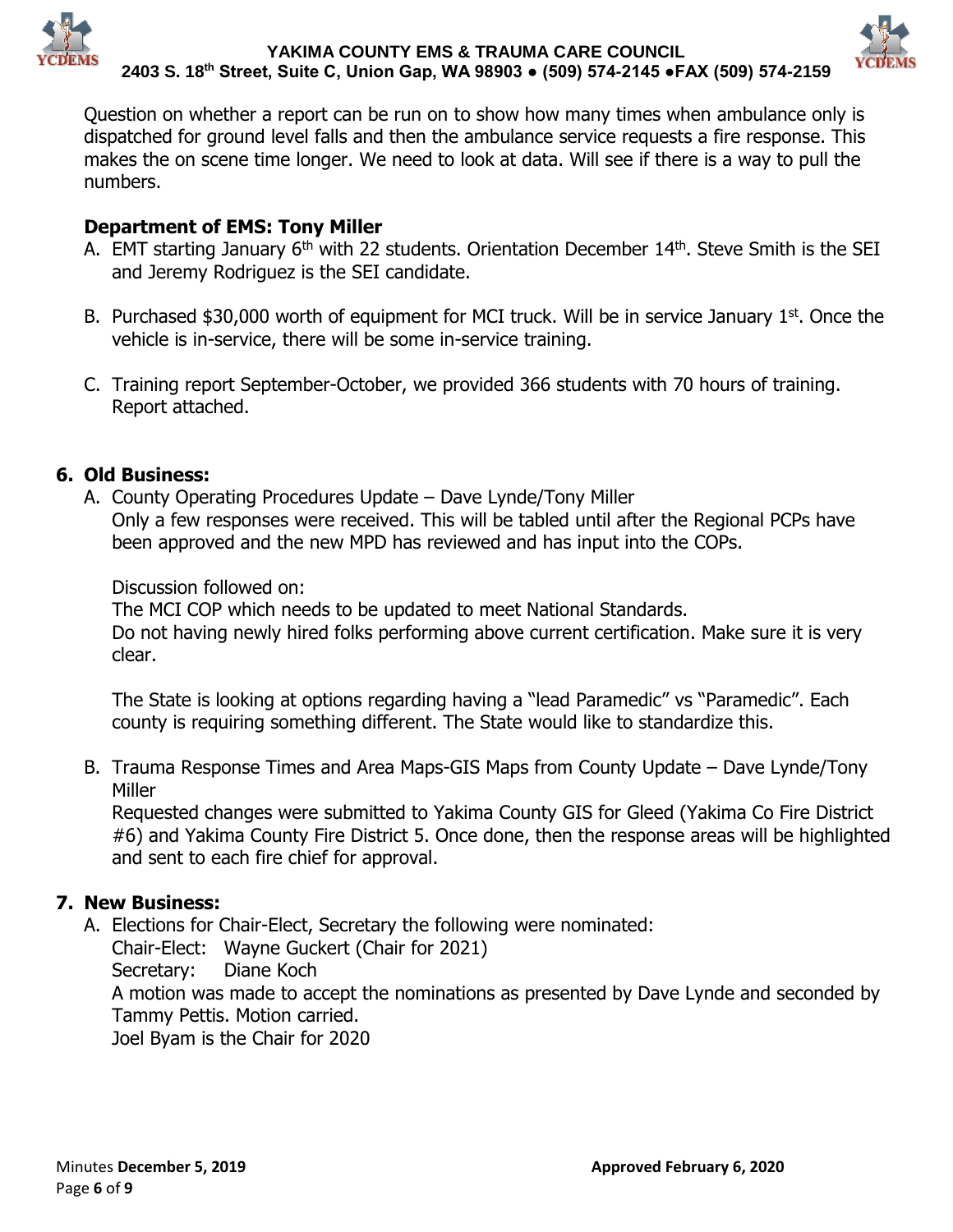Question on whether a report can be run on to show how many times when ambulance only is dispatched for ground level falls and then the ambulance service requests a fire response. This makes the on scene time longer. We need to look at data. Will see if there is a way to pull the numbers.

**Department of EMS: Tony Miller**

A. EMT starting January 6th with 22 students. Orientation December 14th. Steve Smith is the SEI and Jeremy Rodriguez is the SEI candidate.

B. Purchased $30,000 worth of equipment for MCI truck. Will be in service January 1st. Once the vehicle is in-service, there will be some in-service training.

C. Training report September-October, we provided 366 students with 70 hours of training. Report attached.

## 6. Old Business:

A. County Operating Procedures Update – Dave Lynde/Tony Miller
Only a few responses were received. This will be tabled until after the Regional PCPs have been approved and the new MPD has reviewed and has input into the COPs.

Discussion followed on:
The MCI COP which needs to be updated to meet National Standards.
Do not having newly hired folks performing above current certification. Make sure it is very clear.

The State is looking at options regarding having a "lead Paramedic" vs "Paramedic". Each county is requiring something different. The State would like to standardize this.

B. Trauma Response Times and Area Maps-GIS Maps from County Update – Dave Lynde/Tony Miller
Requested changes were submitted to Yakima County GIS for Gleed (Yakima Co Fire District #6) and Yakima County Fire District 5. Once done, then the response areas will be highlighted and sent to each fire chief for approval.

## 7. New Business:

A. Elections for Chair-Elect, Secretary the following were nominated:
Chair-Elect: Wayne Guckert (Chair for 2021)
Secretary: Diane Koch
A motion was made to accept the nominations as presented by Dave Lynde and seconded by Tammy Pettis. Motion carried.
Joel Byam is the Chair for 2020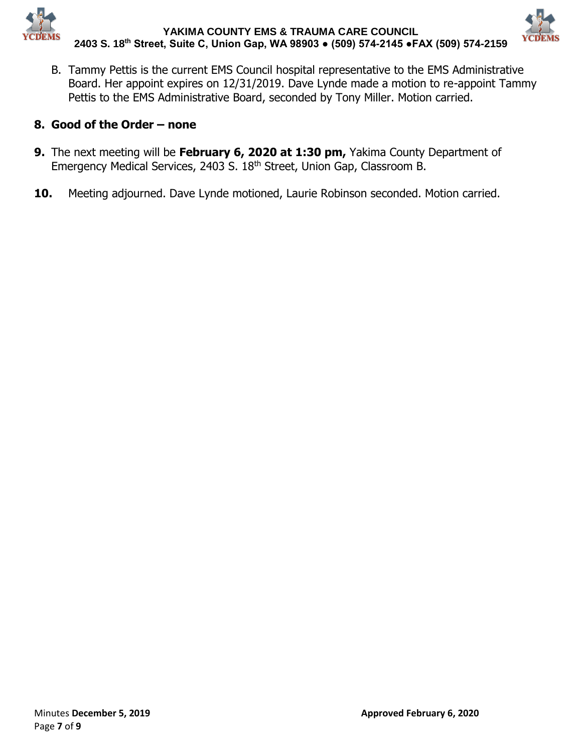B. Tammy Pettis is the current EMS Council hospital representative to the EMS Administrative Board. Her appoint expires on 12/31/2019. Dave Lynde made a motion to re-appoint Tammy Pettis to the EMS Administrative Board, seconded by Tony Miller. Motion carried.

**8. Good of the Order – none**

**9.** The next meeting will be **February 6, 2020 at 1:30 pm,** Yakima County Department of Emergency Medical Services, 2403 S. 18th Street, Union Gap, Classroom B.

**10.** Meeting adjourned. Dave Lynde motioned, Laurie Robinson seconded. Motion carried.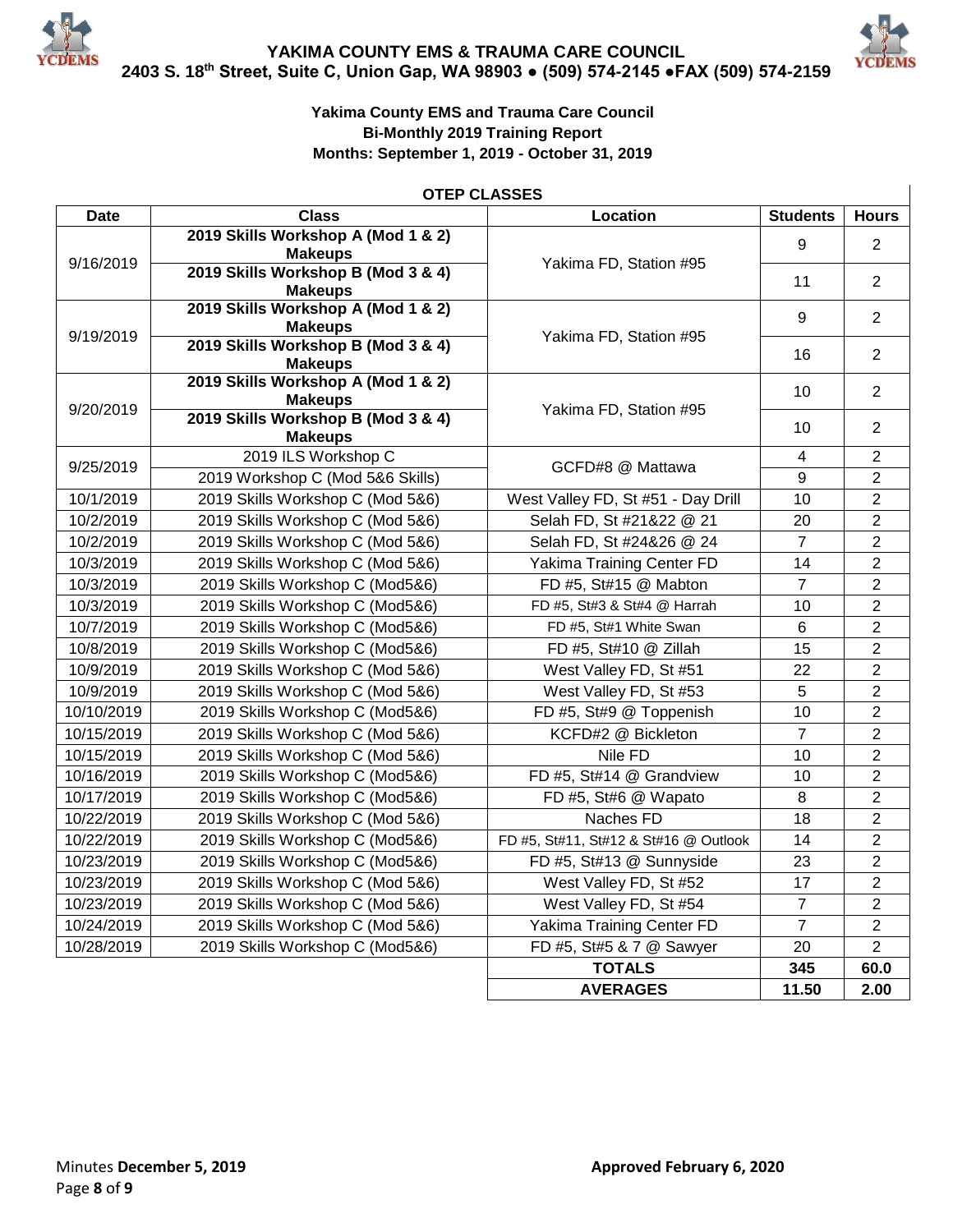# YAKIMA COUNTY EMS & TRAUMA CARE COUNCIL

**2403 S. 18th Street, Suite C, Union Gap, WA 98903 ● (509) 574-2145 ●FAX (509) 574-2159**

**Yakima County EMS and Trauma Care Council**
**Bi-Monthly 2019 Training Report**
**Months: September 1, 2019 - October 31, 2019**

**OTEP CLASSES**

| Date | Class | Location | Students | Hours |
|---|---|---|---|---|
| 9/16/2019 | **2019 Skills Workshop A (Mod 1 & 2) Makeups** | Yakima FD, Station #95 | 9 | 2 |
| | **2019 Skills Workshop B (Mod 3 & 4) Makeups** | | 11 | 2 |
| 9/19/2019 | **2019 Skills Workshop A (Mod 1 & 2) Makeups** | Yakima FD, Station #95 | 9 | 2 |
| | **2019 Skills Workshop B (Mod 3 & 4) Makeups** | | 16 | 2 |
| 9/20/2019 | **2019 Skills Workshop A (Mod 1 & 2) Makeups** | Yakima FD, Station #95 | 10 | 2 |
| | **2019 Skills Workshop B (Mod 3 & 4) Makeups** | | 10 | 2 |
| 9/25/2019 | 2019 ILS Workshop C | GCFD#8 @ Mattawa | 4 | 2 |
| | 2019 Workshop C (Mod 5&6 Skills) | | 9 | 2 |
| 10/1/2019 | 2019 Skills Workshop C (Mod 5&6) | West Valley FD, St #51 - Day Drill | 10 | 2 |
| 10/2/2019 | 2019 Skills Workshop C (Mod 5&6) | Selah FD, St #21&22 @ 21 | 20 | 2 |
| 10/2/2019 | 2019 Skills Workshop C (Mod 5&6) | Selah FD, St #24&26 @ 24 | 7 | 2 |
| 10/3/2019 | 2019 Skills Workshop C (Mod 5&6) | Yakima Training Center FD | 14 | 2 |
| 10/3/2019 | 2019 Skills Workshop C (Mod5&6) | FD #5, St#15 @ Mabton | 7 | 2 |
| 10/3/2019 | 2019 Skills Workshop C (Mod5&6) | FD #5, St#3 & St#4 @ Harrah | 10 | 2 |
| 10/7/2019 | 2019 Skills Workshop C (Mod5&6) | FD #5, St#1 White Swan | 6 | 2 |
| 10/8/2019 | 2019 Skills Workshop C (Mod5&6) | FD #5, St#10 @ Zillah | 15 | 2 |
| 10/9/2019 | 2019 Skills Workshop C (Mod 5&6) | West Valley FD, St #51 | 22 | 2 |
| 10/9/2019 | 2019 Skills Workshop C (Mod 5&6) | West Valley FD, St #53 | 5 | 2 |
| 10/10/2019 | 2019 Skills Workshop C (Mod5&6) | FD #5, St#9 @ Toppenish | 10 | 2 |
| 10/15/2019 | 2019 Skills Workshop C (Mod 5&6) | KCFD#2 @ Bickleton | 7 | 2 |
| 10/15/2019 | 2019 Skills Workshop C (Mod 5&6) | Nile FD | 10 | 2 |
| 10/16/2019 | 2019 Skills Workshop C (Mod5&6) | FD #5, St#14 @ Grandview | 10 | 2 |
| 10/17/2019 | 2019 Skills Workshop C (Mod5&6) | FD #5, St#6 @ Wapato | 8 | 2 |
| 10/22/2019 | 2019 Skills Workshop C (Mod 5&6) | Naches FD | 18 | 2 |
| 10/22/2019 | 2019 Skills Workshop C (Mod5&6) | FD #5, St#11, St#12 & St#16 @ Outlook | 14 | 2 |
| 10/23/2019 | 2019 Skills Workshop C (Mod5&6) | FD #5, St#13 @ Sunnyside | 23 | 2 |
| 10/23/2019 | 2019 Skills Workshop C (Mod 5&6) | West Valley FD, St #52 | 17 | 2 |
| 10/23/2019 | 2019 Skills Workshop C (Mod 5&6) | West Valley FD, St #54 | 7 | 2 |
| 10/24/2019 | 2019 Skills Workshop C (Mod 5&6) | Yakima Training Center FD | 7 | 2 |
| 10/28/2019 | 2019 Skills Workshop C (Mod5&6) | FD #5, St#5 & 7 @ Sawyer | 20 | 2 |
| | | **TOTALS** | **345** | **60.0** |
| | | **AVERAGES** | **11.50** | **2.00** |

Minutes **December 5, 2019** **Approved February 6, 2020**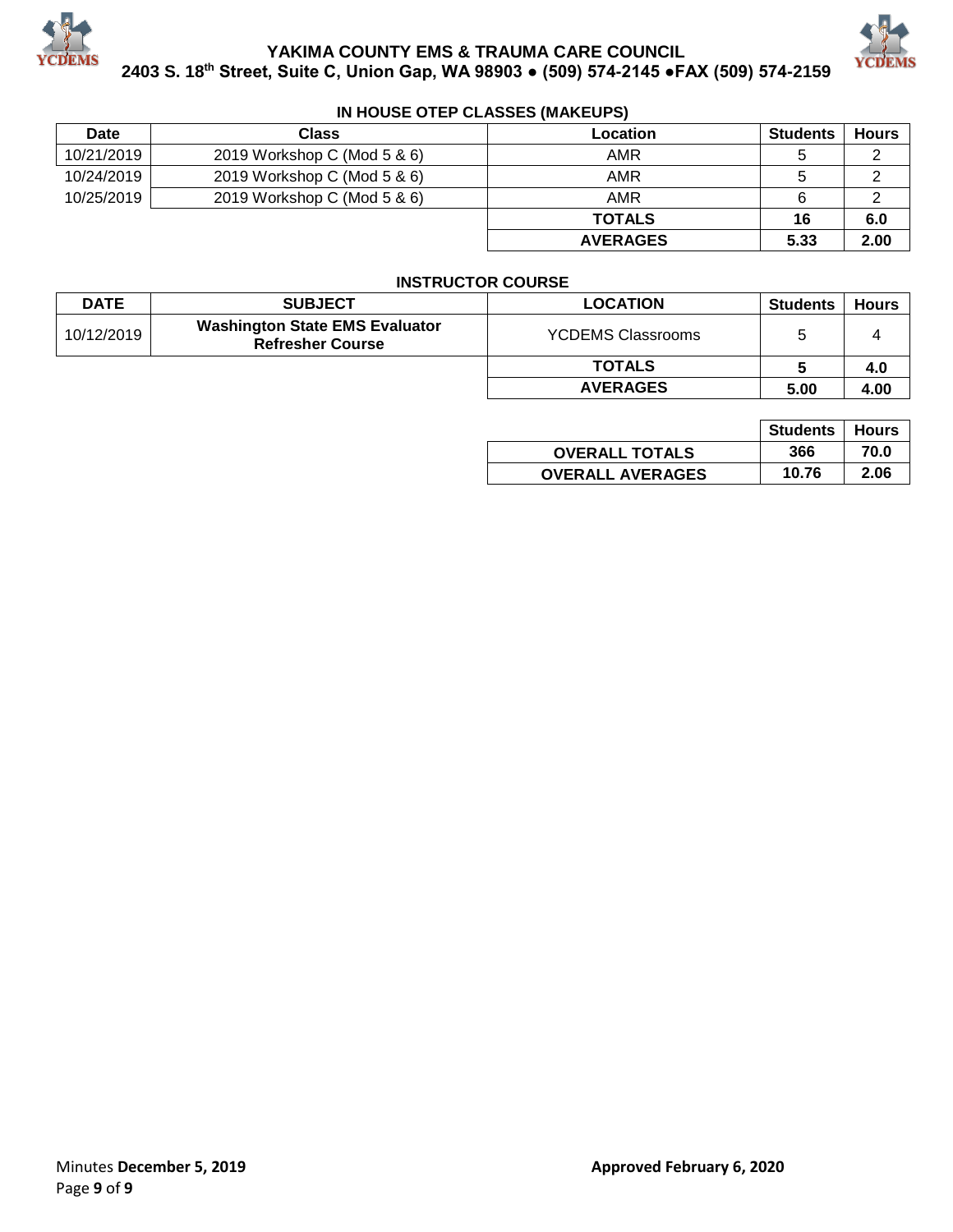### IN HOUSE OTEP CLASSES (MAKEUPS)

| Date | Class | Location | Students | Hours |
|---|---|---|---|---|
| 10/21/2019 | 2019 Workshop C (Mod 5 & 6) | AMR | 5 | 2 |
| 10/24/2019 | 2019 Workshop C (Mod 5 & 6) | AMR | 5 | 2 |
| 10/25/2019 | 2019 Workshop C (Mod 5 & 6) | AMR | 6 | 2 |
| | | **TOTALS** | **16** | **6.0** |
| | | **AVERAGES** | **5.33** | **2.00** |

### INSTRUCTOR COURSE

| DATE | SUBJECT | LOCATION | Students | Hours |
|---|---|---|---|---|
| 10/12/2019 | **Washington State EMS Evaluator Refresher Course** | YCDEMS Classrooms | 5 | 4 |
| | | **TOTALS** | **5** | **4.0** |
| | | **AVERAGES** | **5.00** | **4.00** |

| | Students | Hours |
|---|---|---|
| **OVERALL TOTALS** | **366** | **70.0** |
| **OVERALL AVERAGES** | **10.76** | **2.06** |